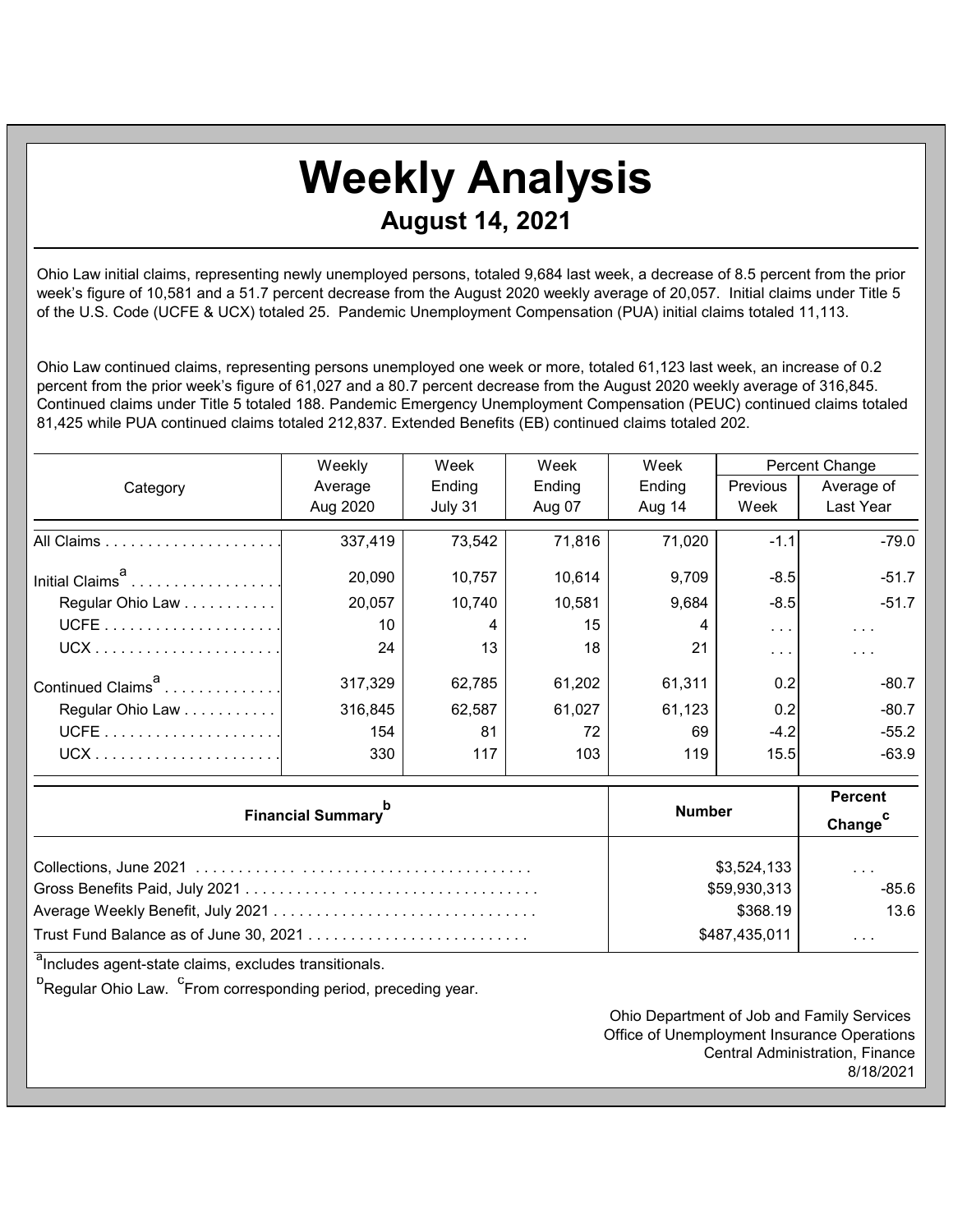# Weekly Analysis

## August 14, 2021

Ohio Law initial claims, representing newly unemployed persons, totaled 9,684 last week, a decrease of 8.5 percent from the prior week's figure of 10,581 and a 51.7 percent decrease from the August 2020 weekly average of 20,057. Initial claims under Title 5 of the U.S. Code (UCFE & UCX) totaled 25. Pandemic Unemployment Compensation (PUA) initial claims totaled 11,113.

Ohio Law continued claims, representing persons unemployed one week or more, totaled 61,123 last week, an increase of 0.2 percent from the prior week's figure of 61,027 and a 80.7 percent decrease from the August 2020 weekly average of 316,845. Continued claims under Title 5 totaled 188. Pandemic Emergency Unemployment Compensation (PEUC) continued claims totaled 81,425 while PUA continued claims totaled 212,837. Extended Benefits (EB) continued claims totaled 202.

| Category | Weekly Average Aug 2020 | Week Ending July 31 | Week Ending Aug 07 | Week Ending Aug 14 | Percent Change | |
|---|---|---|---|---|---|---|
| | | | | | Previous Week | Average of Last Year |
| All Claims | 337,419 | 73,542 | 71,816 | 71,020 | -1.1 | -79.0 |
| Initial Claims[a] | 20,090 | 10,757 | 10,614 | 9,709 | -8.5 | -51.7 |
| Regular Ohio Law | 20,057 | 10,740 | 10,581 | 9,684 | -8.5 | -51.7 |
| UCFE | 10 | 4 | 15 | 4 | . . . | . . . |
| UCX | 24 | 13 | 18 | 21 | . . . | . . . |
| Continued Claims[a] | 317,329 | 62,785 | 61,202 | 61,311 | 0.2 | -80.7 |
| Regular Ohio Law | 316,845 | 62,587 | 61,027 | 61,123 | 0.2 | -80.7 |
| UCFE | 154 | 81 | 72 | 69 | -4.2 | -55.2 |
| UCX | 330 | 117 | 103 | 119 | 15.5 | -63.9 |

| Financial Summary[b] | Number | Percent Change[c] |
|---|---|---|
| Collections, June 2021 | $3,524,133 | . . . |
| Gross Benefits Paid, July 2021 | $59,930,313 | -85.6 |
| Average Weekly Benefit, July 2021 | $368.19 | 13.6 |
| Trust Fund Balance as of June 30, 2021 | $487,435,011 | . . . |

[a]Includes agent-state claims, excludes transitionals.

[b]Regular Ohio Law. [c]From corresponding period, preceding year.

Ohio Department of Job and Family Services
Office of Unemployment Insurance Operations
Central Administration, Finance
8/18/2021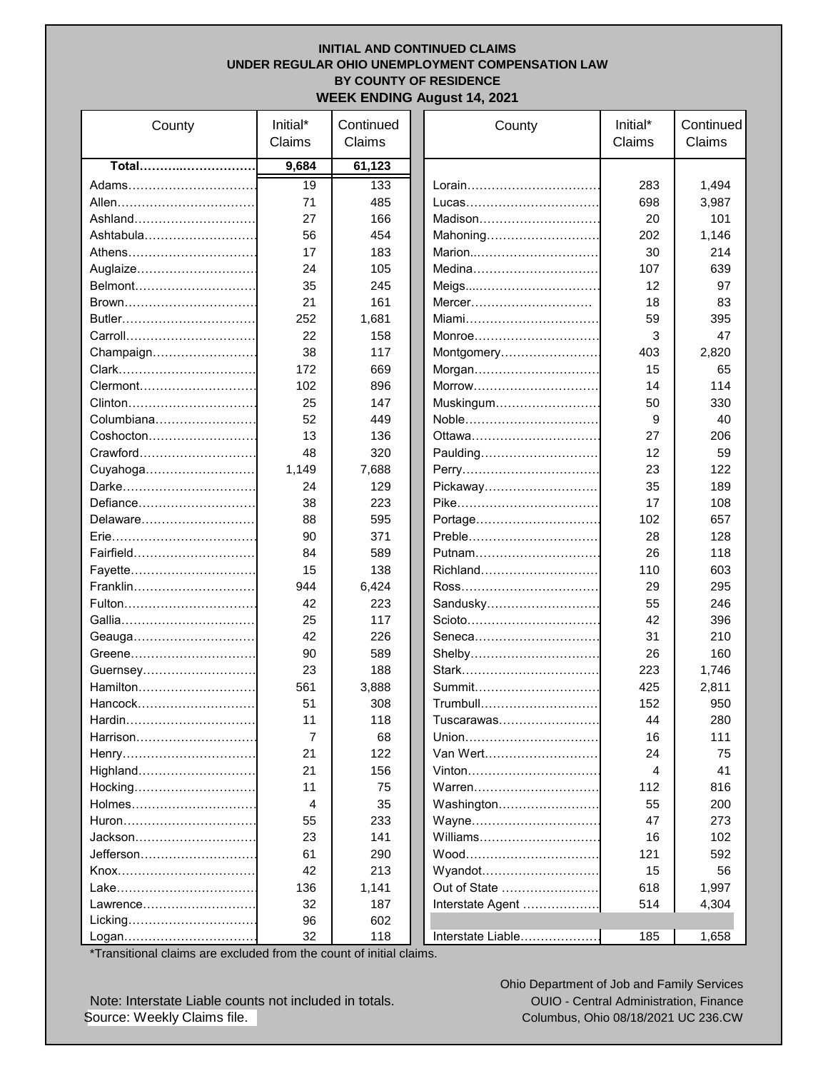**INITIAL AND CONTINUED CLAIMS**
**UNDER REGULAR OHIO UNEMPLOYMENT COMPENSATION LAW**
**BY COUNTY OF RESIDENCE**
**WEEK ENDING August 14, 2021**

| County | Initial* Claims | Continued Claims | County | Initial* Claims | Continued Claims |
|---|---|---|---|---|---|
| **Total……………………** | **9,684** | **61,123** | | | |
| Adams…………………… | 19 | 133 | Lorain…………………… | 283 | 1,494 |
| Allen…………………… | 71 | 485 | Lucas…………………… | 698 | 3,987 |
| Ashland…………………… | 27 | 166 | Madison…………………… | 20 | 101 |
| Ashtabula…………………… | 56 | 454 | Mahoning…………………… | 202 | 1,146 |
| Athens…………………… | 17 | 183 | Marion…………………… | 30 | 214 |
| Auglaize…………………… | 24 | 105 | Medina…………………… | 107 | 639 |
| Belmont…………………… | 35 | 245 | Meigs…………………… | 12 | 97 |
| Brown…………………… | 21 | 161 | Mercer…………………… | 18 | 83 |
| Butler…………………… | 252 | 1,681 | Miami…………………… | 59 | 395 |
| Carroll…………………… | 22 | 158 | Monroe…………………… | 3 | 47 |
| Champaign…………………… | 38 | 117 | Montgomery…………………… | 403 | 2,820 |
| Clark…………………… | 172 | 669 | Morgan…………………… | 15 | 65 |
| Clermont…………………… | 102 | 896 | Morrow…………………… | 14 | 114 |
| Clinton…………………… | 25 | 147 | Muskingum…………………… | 50 | 330 |
| Columbiana…………………… | 52 | 449 | Noble…………………… | 9 | 40 |
| Coshocton…………………… | 13 | 136 | Ottawa…………………… | 27 | 206 |
| Crawford…………………… | 48 | 320 | Paulding…………………… | 12 | 59 |
| Cuyahoga…………………… | 1,149 | 7,688 | Perry…………………… | 23 | 122 |
| Darke…………………… | 24 | 129 | Pickaway…………………… | 35 | 189 |
| Defiance…………………… | 38 | 223 | Pike…………………… | 17 | 108 |
| Delaware…………………… | 88 | 595 | Portage…………………… | 102 | 657 |
| Erie…………………… | 90 | 371 | Preble…………………… | 28 | 128 |
| Fairfield…………………… | 84 | 589 | Putnam…………………… | 26 | 118 |
| Fayette…………………… | 15 | 138 | Richland…………………… | 110 | 603 |
| Franklin…………………… | 944 | 6,424 | Ross…………………… | 29 | 295 |
| Fulton…………………… | 42 | 223 | Sandusky…………………… | 55 | 246 |
| Gallia…………………… | 25 | 117 | Scioto…………………… | 42 | 396 |
| Geauga…………………… | 42 | 226 | Seneca…………………… | 31 | 210 |
| Greene…………………… | 90 | 589 | Shelby…………………… | 26 | 160 |
| Guernsey…………………… | 23 | 188 | Stark…………………… | 223 | 1,746 |
| Hamilton…………………… | 561 | 3,888 | Summit…………………… | 425 | 2,811 |
| Hancock…………………… | 51 | 308 | Trumbull…………………… | 152 | 950 |
| Hardin…………………… | 11 | 118 | Tuscarawas…………………… | 44 | 280 |
| Harrison…………………… | 7 | 68 | Union…………………… | 16 | 111 |
| Henry…………………… | 21 | 122 | Van Wert…………………… | 24 | 75 |
| Highland…………………… | 21 | 156 | Vinton…………………… | 4 | 41 |
| Hocking…………………… | 11 | 75 | Warren…………………… | 112 | 816 |
| Holmes…………………… | 4 | 35 | Washington…………………… | 55 | 200 |
| Huron…………………… | 55 | 233 | Wayne…………………… | 47 | 273 |
| Jackson…………………… | 23 | 141 | Williams…………………… | 16 | 102 |
| Jefferson…………………… | 61 | 290 | Wood…………………… | 121 | 592 |
| Knox…………………… | 42 | 213 | Wyandot…………………… | 15 | 56 |
| Lake…………………… | 136 | 1,141 | Out of State …………………… | 618 | 1,997 |
| Lawrence…………………… | 32 | 187 | Interstate Agent …………………… | 514 | 4,304 |
| Licking…………………… | 96 | 602 | | | |
| Logan…………………… | 32 | 118 | Interstate Liable…………………… | 185 | 1,658 |

*Transitional claims are excluded from the count of initial claims.

Note: Interstate Liable counts not included in totals.
Source: Weekly Claims file.

Ohio Department of Job and Family Services
OUIO - Central Administration, Finance
Columbus, Ohio 08/18/2021 UC 236.CW